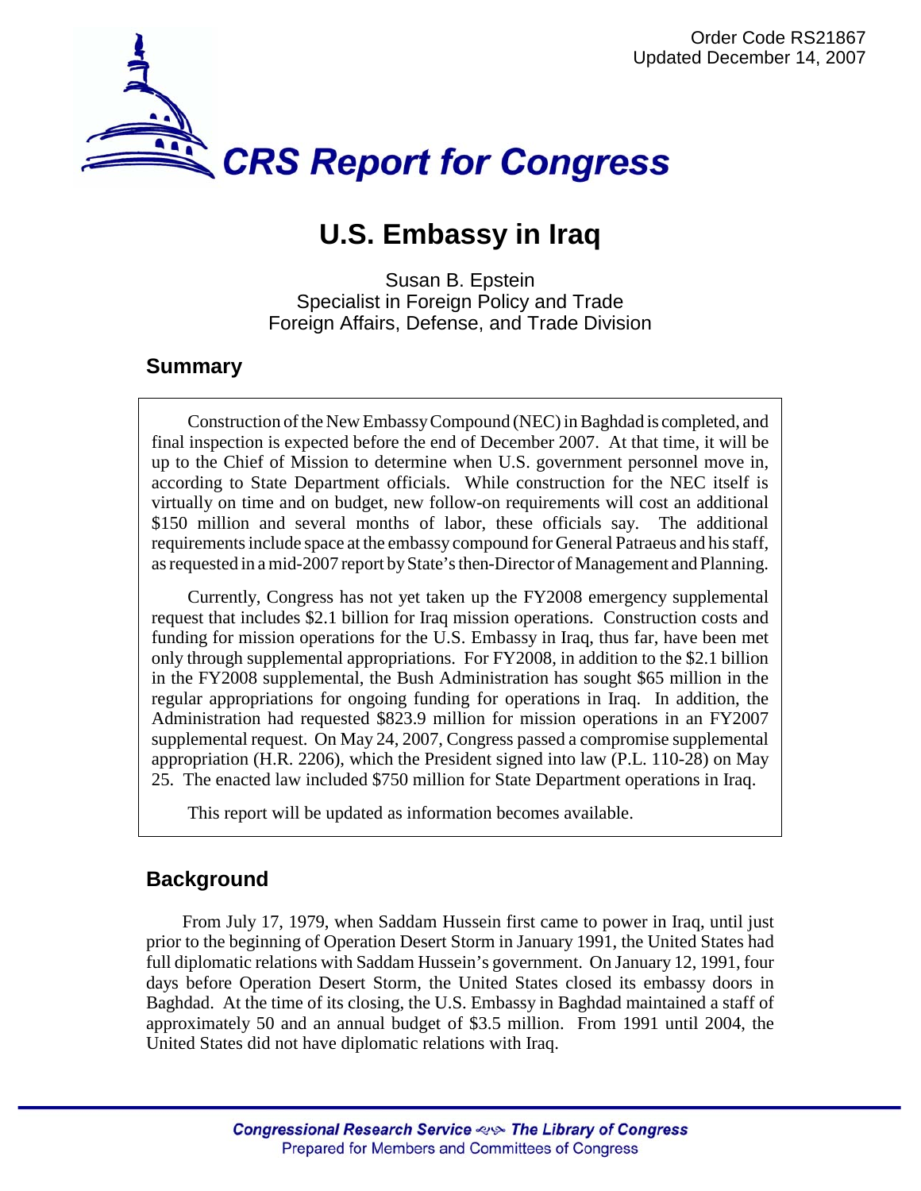Order Code RS21867
Updated December 14, 2007

# CRS Report for Congress

# U.S. Embassy in Iraq

Susan B. Epstein
Specialist in Foreign Policy and Trade
Foreign Affairs, Defense, and Trade Division

## Summary

Construction of the New Embassy Compound (NEC) in Baghdad is completed, and final inspection is expected before the end of December 2007. At that time, it will be up to the Chief of Mission to determine when U.S. government personnel move in, according to State Department officials. While construction for the NEC itself is virtually on time and on budget, new follow-on requirements will cost an additional $150 million and several months of labor, these officials say. The additional requirements include space at the embassy compound for General Patraeus and his staff, as requested in a mid-2007 report by State's then-Director of Management and Planning.

Currently, Congress has not yet taken up the FY2008 emergency supplemental request that includes $2.1 billion for Iraq mission operations. Construction costs and funding for mission operations for the U.S. Embassy in Iraq, thus far, have been met only through supplemental appropriations. For FY2008, in addition to the $2.1 billion in the FY2008 supplemental, the Bush Administration has sought $65 million in the regular appropriations for ongoing funding for operations in Iraq. In addition, the Administration had requested $823.9 million for mission operations in an FY2007 supplemental request. On May 24, 2007, Congress passed a compromise supplemental appropriation (H.R. 2206), which the President signed into law (P.L. 110-28) on May 25. The enacted law included $750 million for State Department operations in Iraq.

This report will be updated as information becomes available.

## Background

From July 17, 1979, when Saddam Hussein first came to power in Iraq, until just prior to the beginning of Operation Desert Storm in January 1991, the United States had full diplomatic relations with Saddam Hussein's government. On January 12, 1991, four days before Operation Desert Storm, the United States closed its embassy doors in Baghdad. At the time of its closing, the U.S. Embassy in Baghdad maintained a staff of approximately 50 and an annual budget of $3.5 million. From 1991 until 2004, the United States did not have diplomatic relations with Iraq.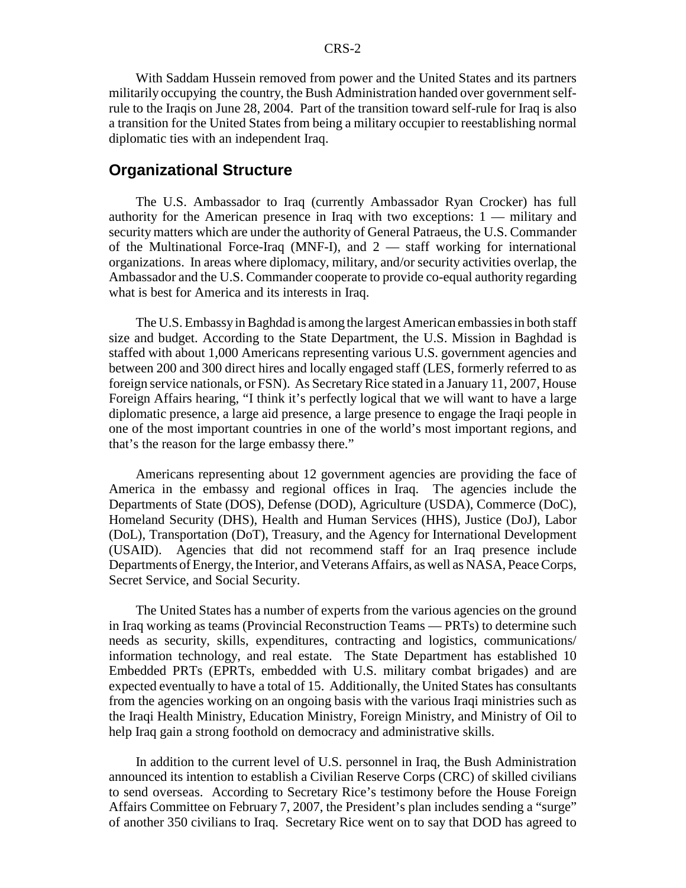With Saddam Hussein removed from power and the United States and its partners militarily occupying the country, the Bush Administration handed over government self-rule to the Iraqis on June 28, 2004. Part of the transition toward self-rule for Iraq is also a transition for the United States from being a military occupier to reestablishing normal diplomatic ties with an independent Iraq.

## Organizational Structure

The U.S. Ambassador to Iraq (currently Ambassador Ryan Crocker) has full authority for the American presence in Iraq with two exceptions: 1 — military and security matters which are under the authority of General Patraeus, the U.S. Commander of the Multinational Force-Iraq (MNF-I), and 2 — staff working for international organizations. In areas where diplomacy, military, and/or security activities overlap, the Ambassador and the U.S. Commander cooperate to provide co-equal authority regarding what is best for America and its interests in Iraq.

The U.S. Embassy in Baghdad is among the largest American embassies in both staff size and budget. According to the State Department, the U.S. Mission in Baghdad is staffed with about 1,000 Americans representing various U.S. government agencies and between 200 and 300 direct hires and locally engaged staff (LES, formerly referred to as foreign service nationals, or FSN). As Secretary Rice stated in a January 11, 2007, House Foreign Affairs hearing, "I think it's perfectly logical that we will want to have a large diplomatic presence, a large aid presence, a large presence to engage the Iraqi people in one of the most important countries in one of the world's most important regions, and that's the reason for the large embassy there."

Americans representing about 12 government agencies are providing the face of America in the embassy and regional offices in Iraq. The agencies include the Departments of State (DOS), Defense (DOD), Agriculture (USDA), Commerce (DoC), Homeland Security (DHS), Health and Human Services (HHS), Justice (DoJ), Labor (DoL), Transportation (DoT), Treasury, and the Agency for International Development (USAID). Agencies that did not recommend staff for an Iraq presence include Departments of Energy, the Interior, and Veterans Affairs, as well as NASA, Peace Corps, Secret Service, and Social Security.

The United States has a number of experts from the various agencies on the ground in Iraq working as teams (Provincial Reconstruction Teams — PRTs) to determine such needs as security, skills, expenditures, contracting and logistics, communications/ information technology, and real estate. The State Department has established 10 Embedded PRTs (EPRTs, embedded with U.S. military combat brigades) and are expected eventually to have a total of 15. Additionally, the United States has consultants from the agencies working on an ongoing basis with the various Iraqi ministries such as the Iraqi Health Ministry, Education Ministry, Foreign Ministry, and Ministry of Oil to help Iraq gain a strong foothold on democracy and administrative skills.

In addition to the current level of U.S. personnel in Iraq, the Bush Administration announced its intention to establish a Civilian Reserve Corps (CRC) of skilled civilians to send overseas. According to Secretary Rice's testimony before the House Foreign Affairs Committee on February 7, 2007, the President's plan includes sending a "surge" of another 350 civilians to Iraq. Secretary Rice went on to say that DOD has agreed to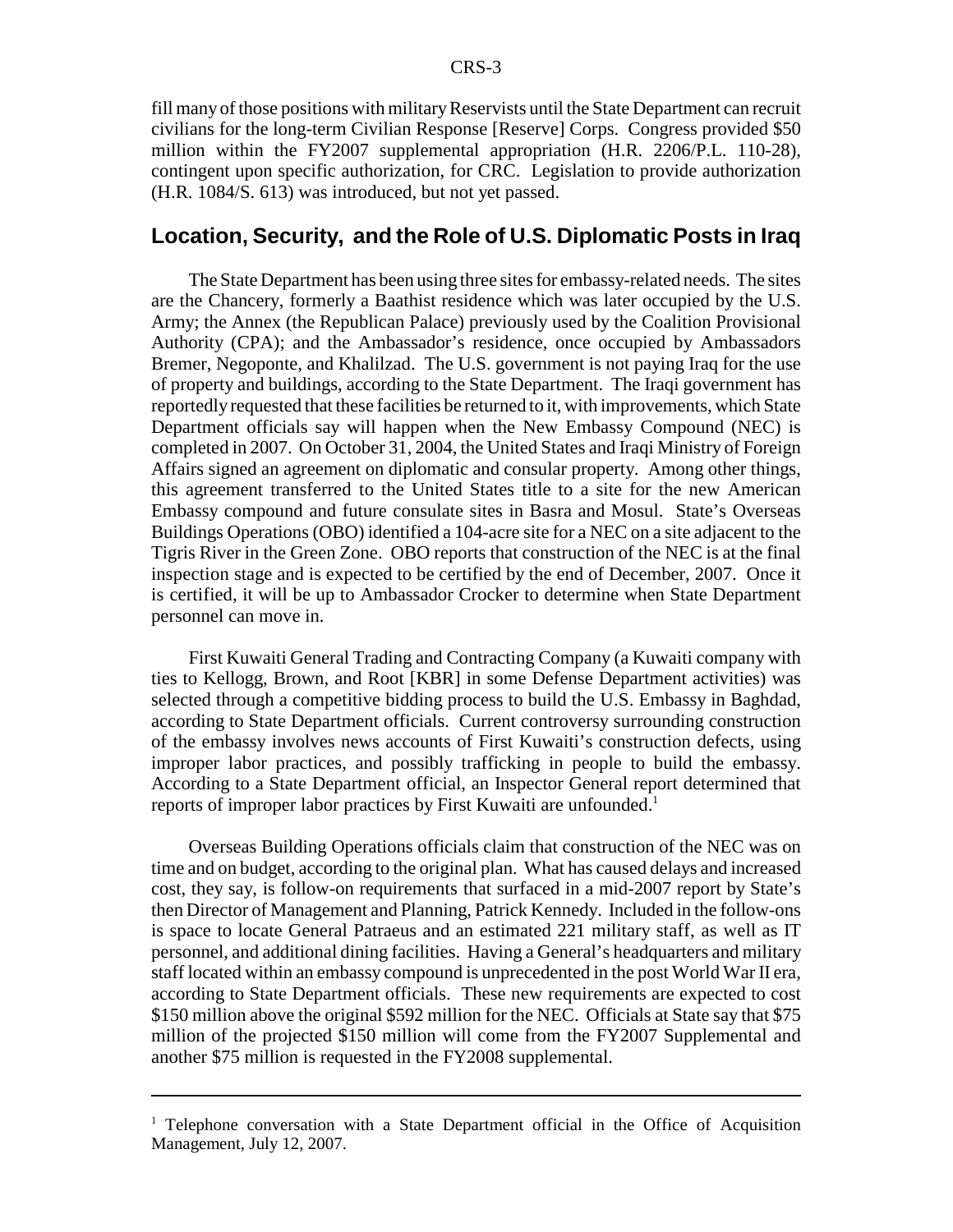fill many of those positions with military Reservists until the State Department can recruit civilians for the long-term Civilian Response [Reserve] Corps. Congress provided $50 million within the FY2007 supplemental appropriation (H.R. 2206/P.L. 110-28), contingent upon specific authorization, for CRC. Legislation to provide authorization (H.R. 1084/S. 613) was introduced, but not yet passed.

## Location, Security, and the Role of U.S. Diplomatic Posts in Iraq

The State Department has been using three sites for embassy-related needs. The sites are the Chancery, formerly a Baathist residence which was later occupied by the U.S. Army; the Annex (the Republican Palace) previously used by the Coalition Provisional Authority (CPA); and the Ambassador's residence, once occupied by Ambassadors Bremer, Negoponte, and Khalilzad. The U.S. government is not paying Iraq for the use of property and buildings, according to the State Department. The Iraqi government has reportedly requested that these facilities be returned to it, with improvements, which State Department officials say will happen when the New Embassy Compound (NEC) is completed in 2007. On October 31, 2004, the United States and Iraqi Ministry of Foreign Affairs signed an agreement on diplomatic and consular property. Among other things, this agreement transferred to the United States title to a site for the new American Embassy compound and future consulate sites in Basra and Mosul. State's Overseas Buildings Operations (OBO) identified a 104-acre site for a NEC on a site adjacent to the Tigris River in the Green Zone. OBO reports that construction of the NEC is at the final inspection stage and is expected to be certified by the end of December, 2007. Once it is certified, it will be up to Ambassador Crocker to determine when State Department personnel can move in.

First Kuwaiti General Trading and Contracting Company (a Kuwaiti company with ties to Kellogg, Brown, and Root [KBR] in some Defense Department activities) was selected through a competitive bidding process to build the U.S. Embassy in Baghdad, according to State Department officials. Current controversy surrounding construction of the embassy involves news accounts of First Kuwaiti's construction defects, using improper labor practices, and possibly trafficking in people to build the embassy. According to a State Department official, an Inspector General report determined that reports of improper labor practices by First Kuwaiti are unfounded.[1]

Overseas Building Operations officials claim that construction of the NEC was on time and on budget, according to the original plan. What has caused delays and increased cost, they say, is follow-on requirements that surfaced in a mid-2007 report by State's then Director of Management and Planning, Patrick Kennedy. Included in the follow-ons is space to locate General Patraeus and an estimated 221 military staff, as well as IT personnel, and additional dining facilities. Having a General's headquarters and military staff located within an embassy compound is unprecedented in the post World War II era, according to State Department officials. These new requirements are expected to cost $150 million above the original $592 million for the NEC. Officials at State say that $75 million of the projected $150 million will come from the FY2007 Supplemental and another $75 million is requested in the FY2008 supplemental.

---

[1] Telephone conversation with a State Department official in the Office of Acquisition Management, July 12, 2007.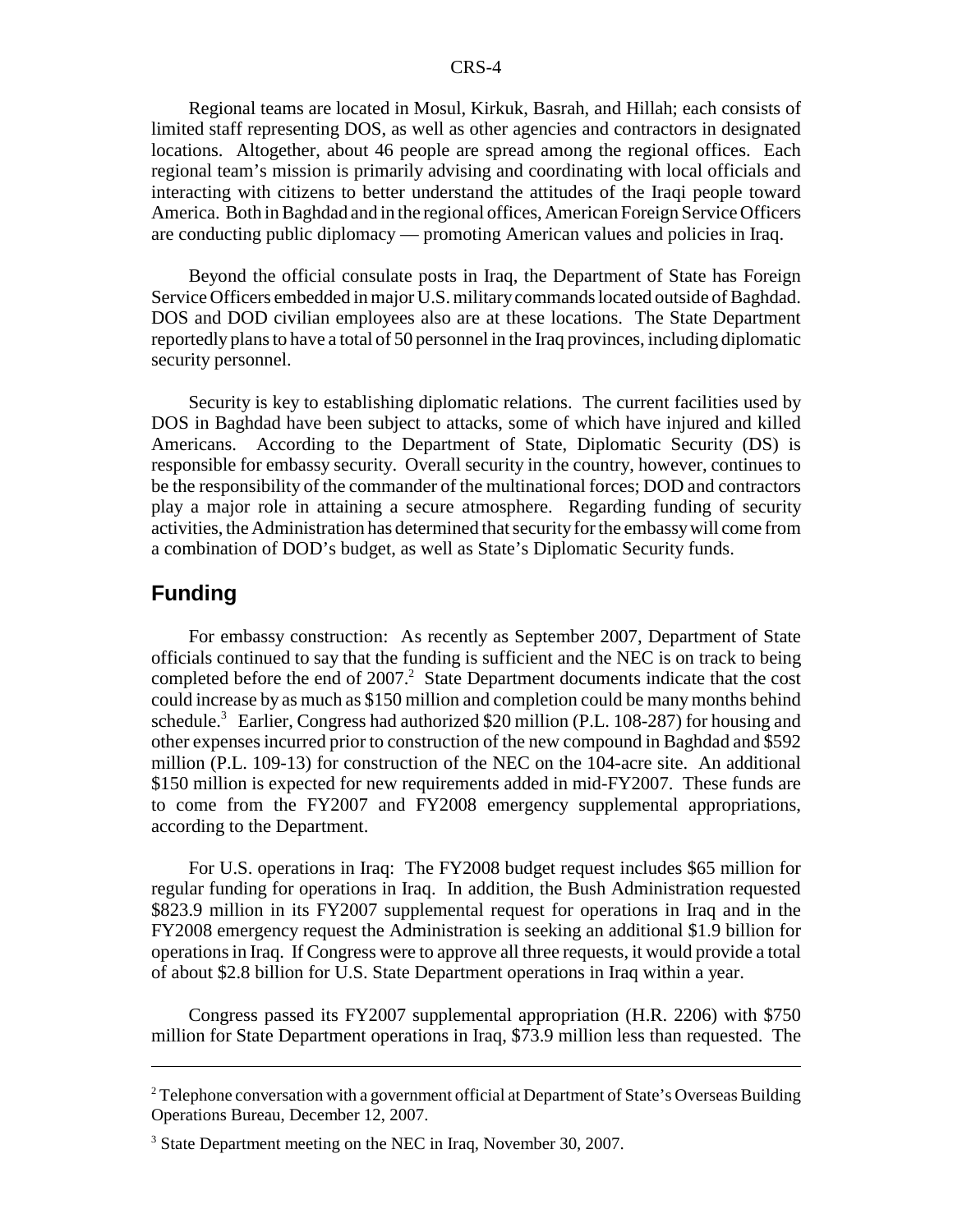Regional teams are located in Mosul, Kirkuk, Basrah, and Hillah; each consists of limited staff representing DOS, as well as other agencies and contractors in designated locations. Altogether, about 46 people are spread among the regional offices. Each regional team's mission is primarily advising and coordinating with local officials and interacting with citizens to better understand the attitudes of the Iraqi people toward America. Both in Baghdad and in the regional offices, American Foreign Service Officers are conducting public diplomacy — promoting American values and policies in Iraq.

Beyond the official consulate posts in Iraq, the Department of State has Foreign Service Officers embedded in major U.S. military commands located outside of Baghdad. DOS and DOD civilian employees also are at these locations. The State Department reportedly plans to have a total of 50 personnel in the Iraq provinces, including diplomatic security personnel.

Security is key to establishing diplomatic relations. The current facilities used by DOS in Baghdad have been subject to attacks, some of which have injured and killed Americans. According to the Department of State, Diplomatic Security (DS) is responsible for embassy security. Overall security in the country, however, continues to be the responsibility of the commander of the multinational forces; DOD and contractors play a major role in attaining a secure atmosphere. Regarding funding of security activities, the Administration has determined that security for the embassy will come from a combination of DOD's budget, as well as State's Diplomatic Security funds.

## Funding

For embassy construction: As recently as September 2007, Department of State officials continued to say that the funding is sufficient and the NEC is on track to being completed before the end of 2007.[2] State Department documents indicate that the cost could increase by as much as $150 million and completion could be many months behind schedule.[3] Earlier, Congress had authorized $20 million (P.L. 108-287) for housing and other expenses incurred prior to construction of the new compound in Baghdad and $592 million (P.L. 109-13) for construction of the NEC on the 104-acre site. An additional $150 million is expected for new requirements added in mid-FY2007. These funds are to come from the FY2007 and FY2008 emergency supplemental appropriations, according to the Department.

For U.S. operations in Iraq: The FY2008 budget request includes $65 million for regular funding for operations in Iraq. In addition, the Bush Administration requested $823.9 million in its FY2007 supplemental request for operations in Iraq and in the FY2008 emergency request the Administration is seeking an additional $1.9 billion for operations in Iraq. If Congress were to approve all three requests, it would provide a total of about $2.8 billion for U.S. State Department operations in Iraq within a year.

Congress passed its FY2007 supplemental appropriation (H.R. 2206) with $750 million for State Department operations in Iraq, $73.9 million less than requested. The

---

[2] Telephone conversation with a government official at Department of State's Overseas Building Operations Bureau, December 12, 2007.

[3] State Department meeting on the NEC in Iraq, November 30, 2007.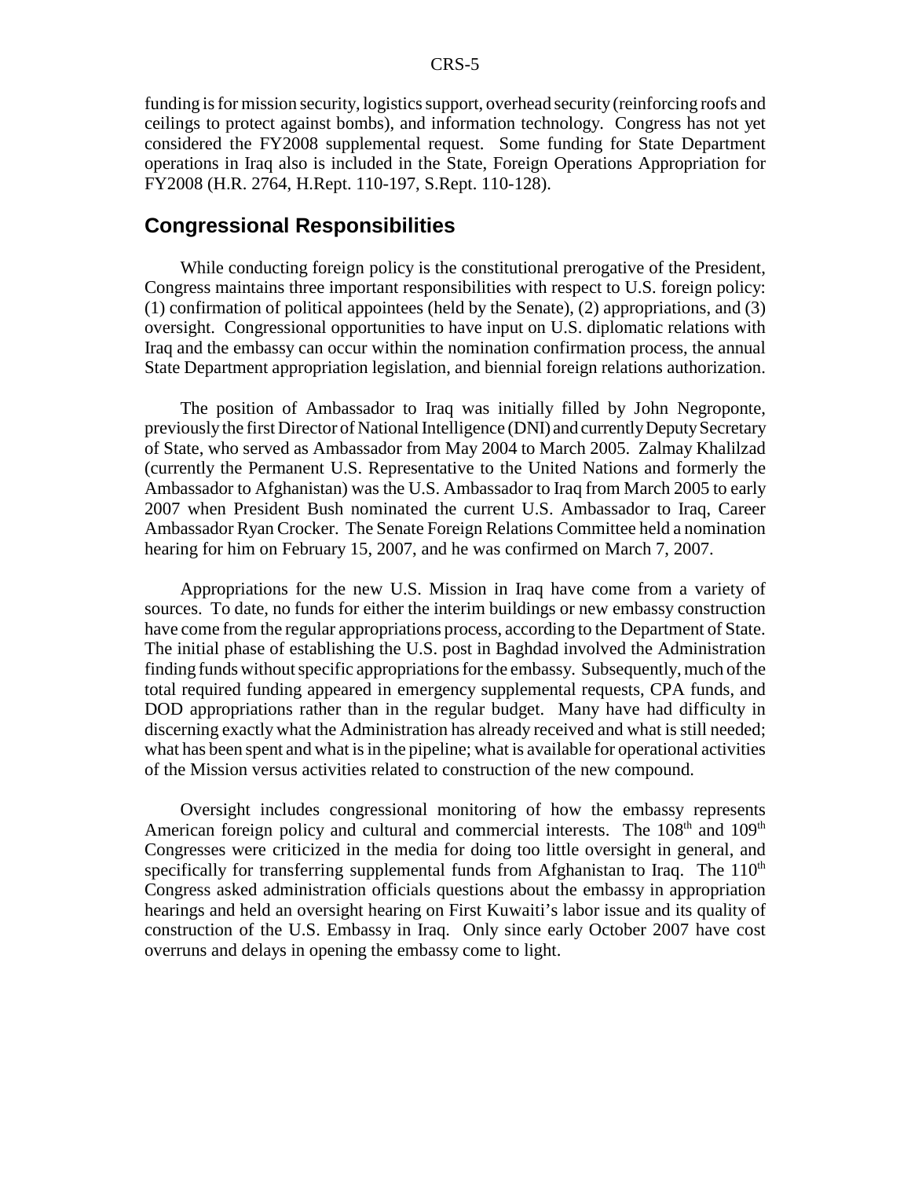funding is for mission security, logistics support, overhead security (reinforcing roofs and ceilings to protect against bombs), and information technology. Congress has not yet considered the FY2008 supplemental request. Some funding for State Department operations in Iraq also is included in the State, Foreign Operations Appropriation for FY2008 (H.R. 2764, H.Rept. 110-197, S.Rept. 110-128).

## Congressional Responsibilities

While conducting foreign policy is the constitutional prerogative of the President, Congress maintains three important responsibilities with respect to U.S. foreign policy: (1) confirmation of political appointees (held by the Senate), (2) appropriations, and (3) oversight. Congressional opportunities to have input on U.S. diplomatic relations with Iraq and the embassy can occur within the nomination confirmation process, the annual State Department appropriation legislation, and biennial foreign relations authorization.

The position of Ambassador to Iraq was initially filled by John Negroponte, previously the first Director of National Intelligence (DNI) and currently Deputy Secretary of State, who served as Ambassador from May 2004 to March 2005. Zalmay Khalilzad (currently the Permanent U.S. Representative to the United Nations and formerly the Ambassador to Afghanistan) was the U.S. Ambassador to Iraq from March 2005 to early 2007 when President Bush nominated the current U.S. Ambassador to Iraq, Career Ambassador Ryan Crocker. The Senate Foreign Relations Committee held a nomination hearing for him on February 15, 2007, and he was confirmed on March 7, 2007.

Appropriations for the new U.S. Mission in Iraq have come from a variety of sources. To date, no funds for either the interim buildings or new embassy construction have come from the regular appropriations process, according to the Department of State. The initial phase of establishing the U.S. post in Baghdad involved the Administration finding funds without specific appropriations for the embassy. Subsequently, much of the total required funding appeared in emergency supplemental requests, CPA funds, and DOD appropriations rather than in the regular budget. Many have had difficulty in discerning exactly what the Administration has already received and what is still needed; what has been spent and what is in the pipeline; what is available for operational activities of the Mission versus activities related to construction of the new compound.

Oversight includes congressional monitoring of how the embassy represents American foreign policy and cultural and commercial interests. The 108th and 109th Congresses were criticized in the media for doing too little oversight in general, and specifically for transferring supplemental funds from Afghanistan to Iraq. The 110th Congress asked administration officials questions about the embassy in appropriation hearings and held an oversight hearing on First Kuwaiti's labor issue and its quality of construction of the U.S. Embassy in Iraq. Only since early October 2007 have cost overruns and delays in opening the embassy come to light.